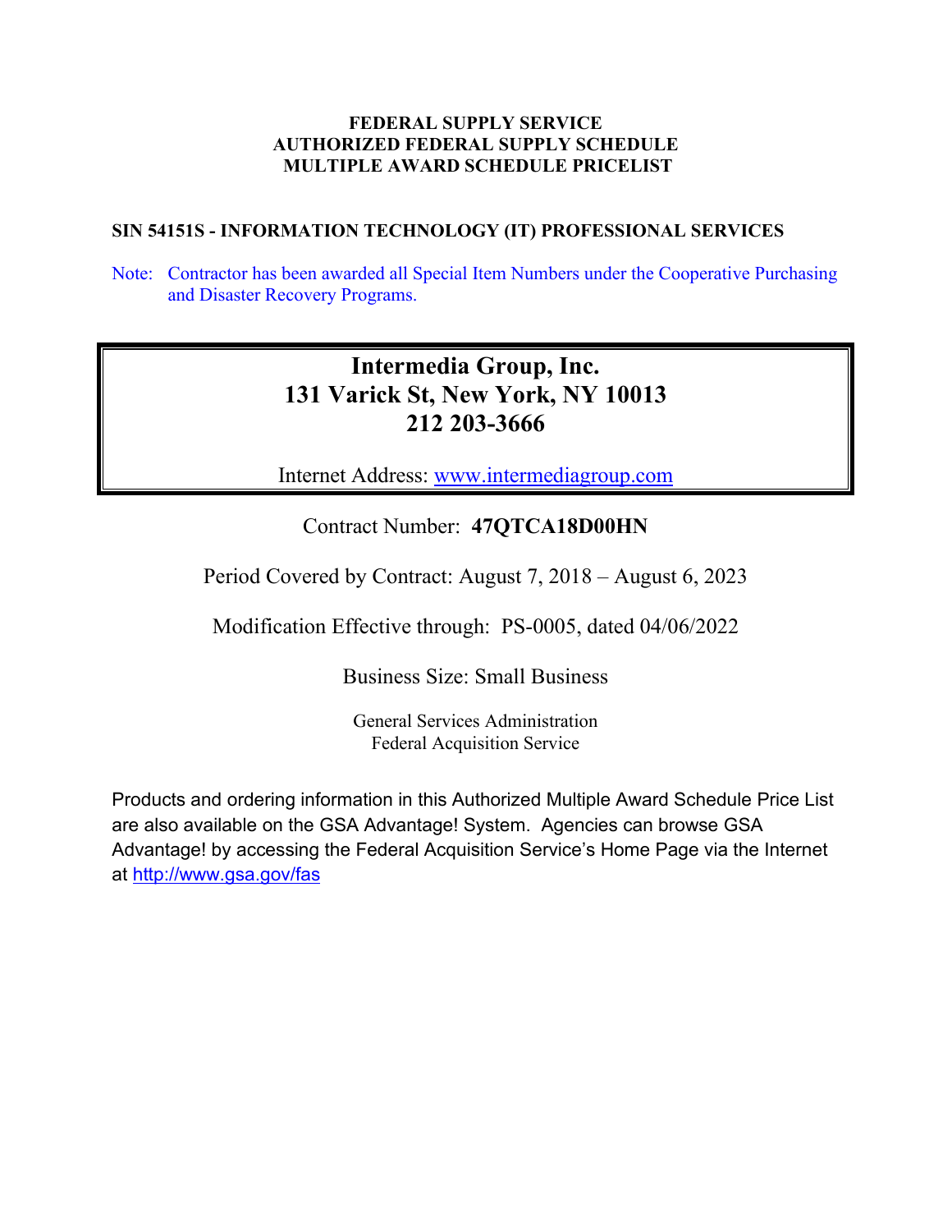**FEDERAL SUPPLY SERVICE**
**AUTHORIZED FEDERAL SUPPLY SCHEDULE**
**MULTIPLE AWARD SCHEDULE PRICELIST**

**SIN 54151S - INFORMATION TECHNOLOGY (IT) PROFESSIONAL SERVICES**

Note: Contractor has been awarded all Special Item Numbers under the Cooperative Purchasing and Disaster Recovery Programs.

# Intermedia Group, Inc.
## 131 Varick St, New York, NY 10013
## 212 203-3666

Internet Address: [www.intermediagroup.com](http://www.intermediagroup.com)

Contract Number: **47QTCA18D00HN**

Period Covered by Contract: August 7, 2018 – August 6, 2023

Modification Effective through: PS-0005, dated 04/06/2022

Business Size: Small Business

General Services Administration
Federal Acquisition Service

Products and ordering information in this Authorized Multiple Award Schedule Price List are also available on the GSA Advantage! System. Agencies can browse GSA Advantage! by accessing the Federal Acquisition Service's Home Page via the Internet at [http://www.gsa.gov/fas](http://www.gsa.gov/fas)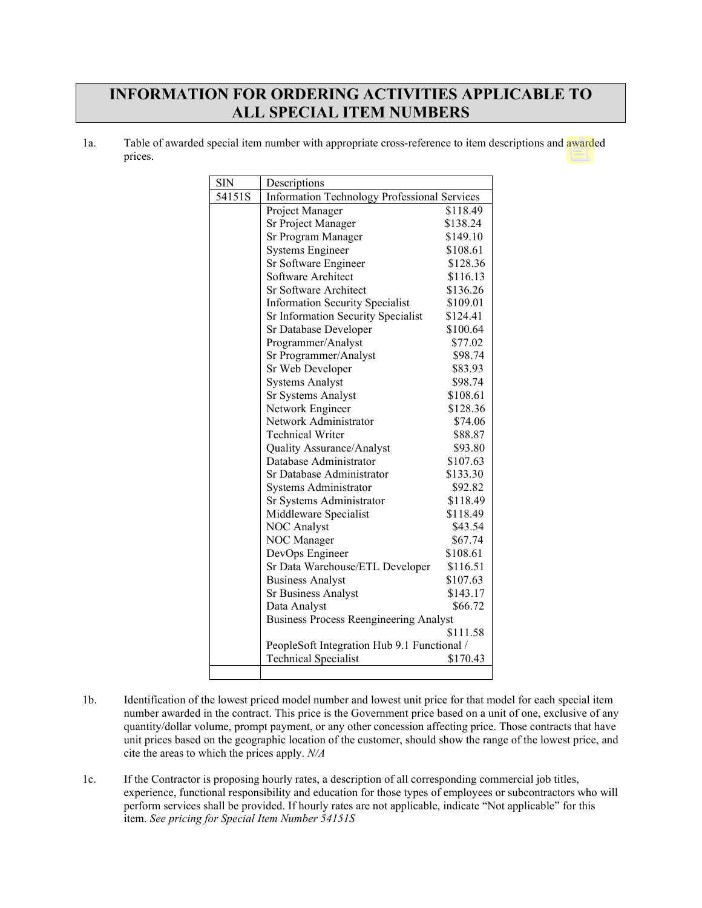# INFORMATION FOR ORDERING ACTIVITIES APPLICABLE TO ALL SPECIAL ITEM NUMBERS

1a. Table of awarded special item number with appropriate cross-reference to item descriptions and awarded prices.

| SIN | Descriptions | |
|---|---|---|
| 54151S | Information Technology Professional Services | |
| | Project Manager | $118.49 |
| | Sr Project Manager | $138.24 |
| | Sr Program Manager | $149.10 |
| | Systems Engineer | $108.61 |
| | Sr Software Engineer | $128.36 |
| | Software Architect | $116.13 |
| | Sr Software Architect | $136.26 |
| | Information Security Specialist | $109.01 |
| | Sr Information Security Specialist | $124.41 |
| | Sr Database Developer | $100.64 |
| | Programmer/Analyst | $77.02 |
| | Sr Programmer/Analyst | $98.74 |
| | Sr Web Developer | $83.93 |
| | Systems Analyst | $98.74 |
| | Sr Systems Analyst | $108.61 |
| | Network Engineer | $128.36 |
| | Network Administrator | $74.06 |
| | Technical Writer | $88.87 |
| | Quality Assurance/Analyst | $93.80 |
| | Database Administrator | $107.63 |
| | Sr Database Administrator | $133.30 |
| | Systems Administrator | $92.82 |
| | Sr Systems Administrator | $118.49 |
| | Middleware Specialist | $118.49 |
| | NOC Analyst | $43.54 |
| | NOC Manager | $67.74 |
| | DevOps Engineer | $108.61 |
| | Sr Data Warehouse/ETL Developer | $116.51 |
| | Business Analyst | $107.63 |
| | Sr Business Analyst | $143.17 |
| | Data Analyst | $66.72 |
| | Business Process Reengineering Analyst | $111.58 |
| | PeopleSoft Integration Hub 9.1 Functional / Technical Specialist | $170.43 |
| | | |

1b. Identification of the lowest priced model number and lowest unit price for that model for each special item number awarded in the contract. This price is the Government price based on a unit of one, exclusive of any quantity/dollar volume, prompt payment, or any other concession affecting price. Those contracts that have unit prices based on the geographic location of the customer, should show the range of the lowest price, and cite the areas to which the prices apply. *N/A*

1c. If the Contractor is proposing hourly rates, a description of all corresponding commercial job titles, experience, functional responsibility and education for those types of employees or subcontractors who will perform services shall be provided. If hourly rates are not applicable, indicate "Not applicable" for this item. *See pricing for Special Item Number 54151S*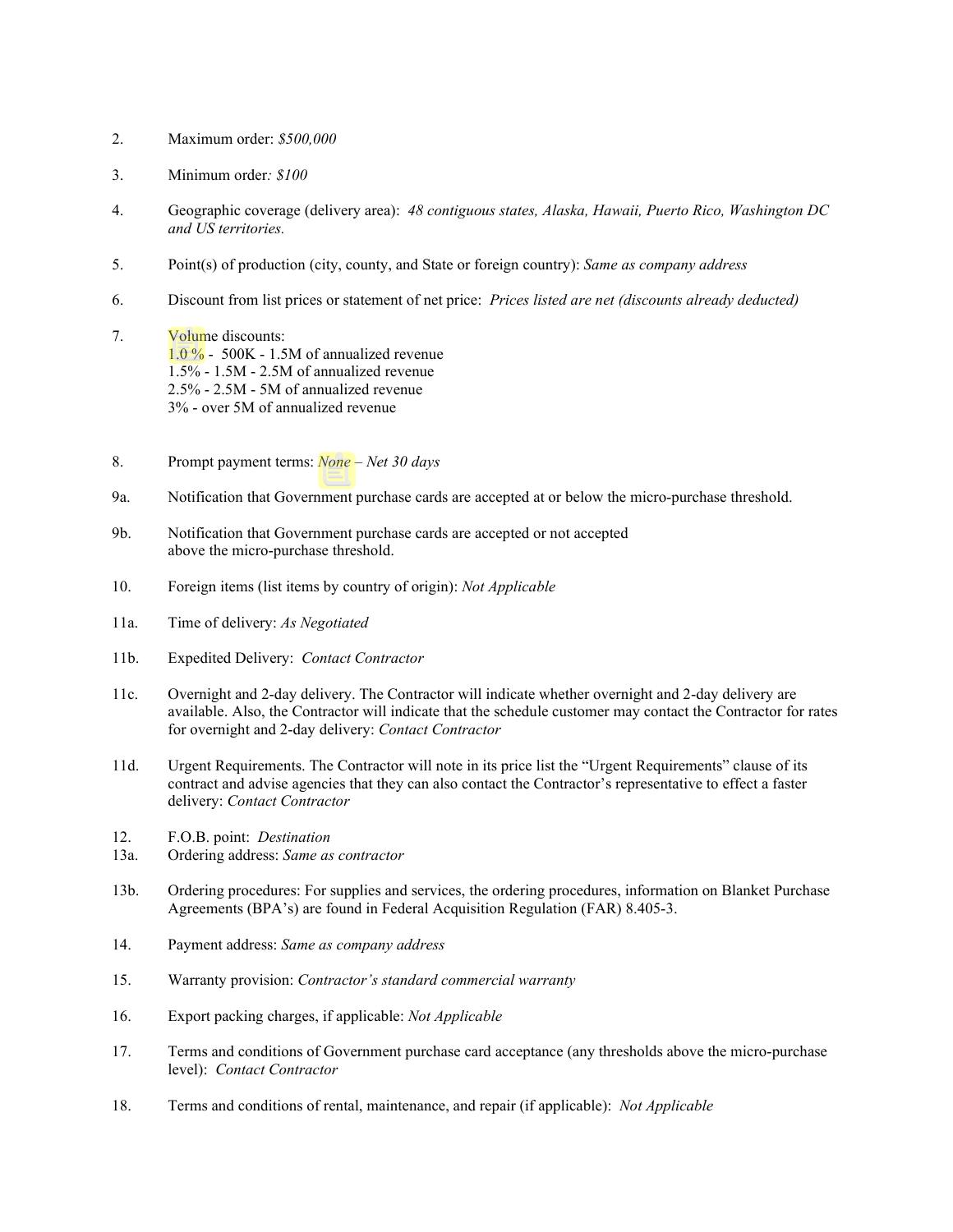2. Maximum order: *$500,000*

3. Minimum order*: $100*

4. Geographic coverage (delivery area): *48 contiguous states, Alaska, Hawaii, Puerto Rico, Washington DC and US territories.*

5. Point(s) of production (city, county, and State or foreign country): *Same as company address*

6. Discount from list prices or statement of net price: *Prices listed are net (discounts already deducted)*

7. Volume discounts:
   1.0 % - 500K - 1.5M of annualized revenue
   1.5% - 1.5M - 2.5M of annualized revenue
   2.5% - 2.5M - 5M of annualized revenue
   3% - over 5M of annualized revenue

8. Prompt payment terms: *None – Net 30 days*

9a. Notification that Government purchase cards are accepted at or below the micro-purchase threshold.

9b. Notification that Government purchase cards are accepted or not accepted above the micro-purchase threshold.

10. Foreign items (list items by country of origin): *Not Applicable*

11a. Time of delivery: *As Negotiated*

11b. Expedited Delivery: *Contact Contractor*

11c. Overnight and 2-day delivery. The Contractor will indicate whether overnight and 2-day delivery are available. Also, the Contractor will indicate that the schedule customer may contact the Contractor for rates for overnight and 2-day delivery: *Contact Contractor*

11d. Urgent Requirements. The Contractor will note in its price list the "Urgent Requirements" clause of its contract and advise agencies that they can also contact the Contractor's representative to effect a faster delivery: *Contact Contractor*

12. F.O.B. point: *Destination*

13a. Ordering address: *Same as contractor*

13b. Ordering procedures: For supplies and services, the ordering procedures, information on Blanket Purchase Agreements (BPA's) are found in Federal Acquisition Regulation (FAR) 8.405-3.

14. Payment address: *Same as company address*

15. Warranty provision: *Contractor's standard commercial warranty*

16. Export packing charges, if applicable: *Not Applicable*

17. Terms and conditions of Government purchase card acceptance (any thresholds above the micro-purchase level): *Contact Contractor*

18. Terms and conditions of rental, maintenance, and repair (if applicable): *Not Applicable*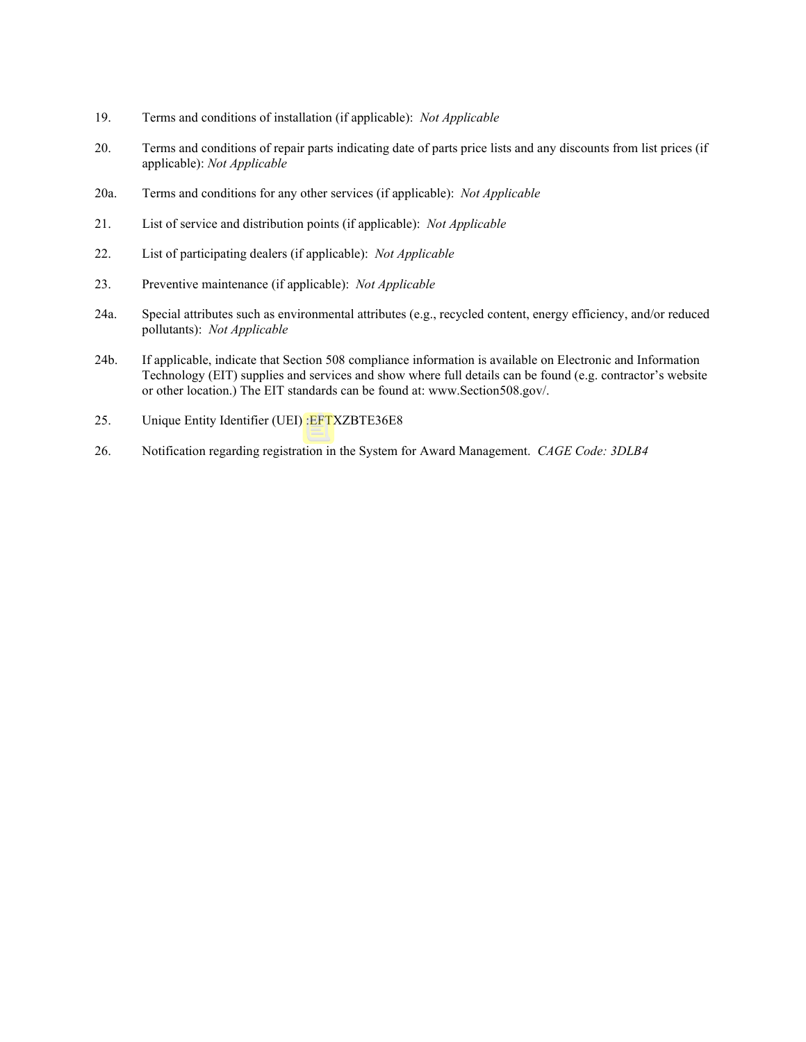19. Terms and conditions of installation (if applicable): *Not Applicable*

20. Terms and conditions of repair parts indicating date of parts price lists and any discounts from list prices (if applicable): *Not Applicable*

20a. Terms and conditions for any other services (if applicable): *Not Applicable*

21. List of service and distribution points (if applicable): *Not Applicable*

22. List of participating dealers (if applicable): *Not Applicable*

23. Preventive maintenance (if applicable): *Not Applicable*

24a. Special attributes such as environmental attributes (e.g., recycled content, energy efficiency, and/or reduced pollutants): *Not Applicable*

24b. If applicable, indicate that Section 508 compliance information is available on Electronic and Information Technology (EIT) supplies and services and show where full details can be found (e.g. contractor's website or other location.) The EIT standards can be found at: www.Section508.gov/.

25. Unique Entity Identifier (UEI) :EFTXZBTE36E8

26. Notification regarding registration in the System for Award Management. *CAGE Code: 3DLB4*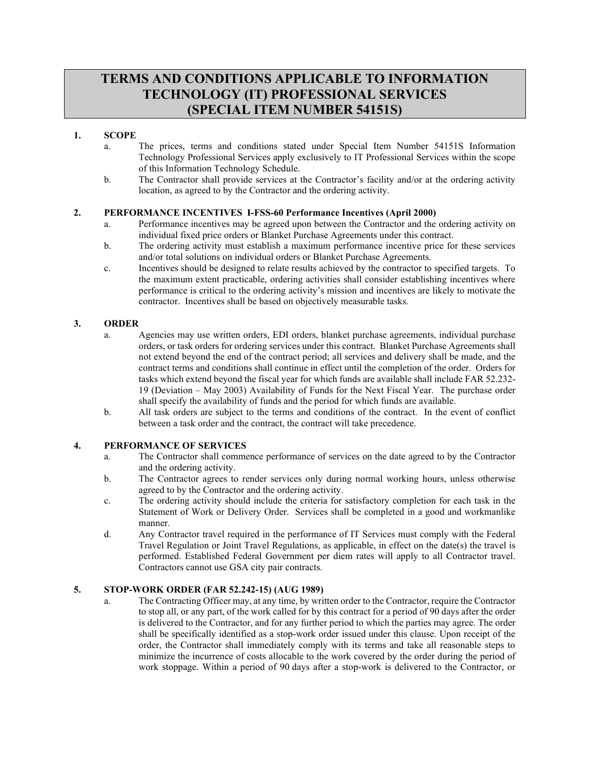# TERMS AND CONDITIONS APPLICABLE TO INFORMATION TECHNOLOGY (IT) PROFESSIONAL SERVICES (SPECIAL ITEM NUMBER 54151S)

**1. SCOPE**

a. The prices, terms and conditions stated under Special Item Number 54151S Information Technology Professional Services apply exclusively to IT Professional Services within the scope of this Information Technology Schedule.

b. The Contractor shall provide services at the Contractor's facility and/or at the ordering activity location, as agreed to by the Contractor and the ordering activity.

**2. PERFORMANCE INCENTIVES I-FSS-60 Performance Incentives (April 2000)**

a. Performance incentives may be agreed upon between the Contractor and the ordering activity on individual fixed price orders or Blanket Purchase Agreements under this contract.

b. The ordering activity must establish a maximum performance incentive price for these services and/or total solutions on individual orders or Blanket Purchase Agreements.

c. Incentives should be designed to relate results achieved by the contractor to specified targets. To the maximum extent practicable, ordering activities shall consider establishing incentives where performance is critical to the ordering activity's mission and incentives are likely to motivate the contractor. Incentives shall be based on objectively measurable tasks.

**3. ORDER**

a. Agencies may use written orders, EDI orders, blanket purchase agreements, individual purchase orders, or task orders for ordering services under this contract. Blanket Purchase Agreements shall not extend beyond the end of the contract period; all services and delivery shall be made, and the contract terms and conditions shall continue in effect until the completion of the order. Orders for tasks which extend beyond the fiscal year for which funds are available shall include FAR 52.232-19 (Deviation – May 2003) Availability of Funds for the Next Fiscal Year. The purchase order shall specify the availability of funds and the period for which funds are available.

b. All task orders are subject to the terms and conditions of the contract. In the event of conflict between a task order and the contract, the contract will take precedence.

**4. PERFORMANCE OF SERVICES**

a. The Contractor shall commence performance of services on the date agreed to by the Contractor and the ordering activity.

b. The Contractor agrees to render services only during normal working hours, unless otherwise agreed to by the Contractor and the ordering activity.

c. The ordering activity should include the criteria for satisfactory completion for each task in the Statement of Work or Delivery Order. Services shall be completed in a good and workmanlike manner.

d. Any Contractor travel required in the performance of IT Services must comply with the Federal Travel Regulation or Joint Travel Regulations, as applicable, in effect on the date(s) the travel is performed. Established Federal Government per diem rates will apply to all Contractor travel. Contractors cannot use GSA city pair contracts.

**5. STOP-WORK ORDER (FAR 52.242-15) (AUG 1989)**

a. The Contracting Officer may, at any time, by written order to the Contractor, require the Contractor to stop all, or any part, of the work called for by this contract for a period of 90 days after the order is delivered to the Contractor, and for any further period to which the parties may agree. The order shall be specifically identified as a stop-work order issued under this clause. Upon receipt of the order, the Contractor shall immediately comply with its terms and take all reasonable steps to minimize the incurrence of costs allocable to the work covered by the order during the period of work stoppage. Within a period of 90 days after a stop-work is delivered to the Contractor, or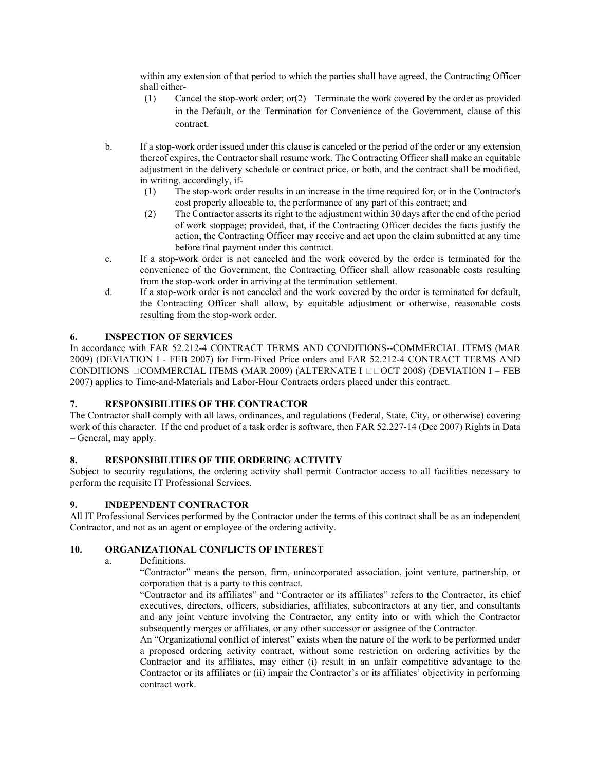within any extension of that period to which the parties shall have agreed, the Contracting Officer shall either-

(1) Cancel the stop-work order; or(2) Terminate the work covered by the order as provided in the Default, or the Termination for Convenience of the Government, clause of this contract.

b. If a stop-work order issued under this clause is canceled or the period of the order or any extension thereof expires, the Contractor shall resume work. The Contracting Officer shall make an equitable adjustment in the delivery schedule or contract price, or both, and the contract shall be modified, in writing, accordingly, if-

(1) The stop-work order results in an increase in the time required for, or in the Contractor's cost properly allocable to, the performance of any part of this contract; and

(2) The Contractor asserts its right to the adjustment within 30 days after the end of the period of work stoppage; provided, that, if the Contracting Officer decides the facts justify the action, the Contracting Officer may receive and act upon the claim submitted at any time before final payment under this contract.

c. If a stop-work order is not canceled and the work covered by the order is terminated for the convenience of the Government, the Contracting Officer shall allow reasonable costs resulting from the stop-work order in arriving at the termination settlement.

d. If a stop-work order is not canceled and the work covered by the order is terminated for default, the Contracting Officer shall allow, by equitable adjustment or otherwise, reasonable costs resulting from the stop-work order.

**6. INSPECTION OF SERVICES**

In accordance with FAR 52.212-4 CONTRACT TERMS AND CONDITIONS--COMMERCIAL ITEMS (MAR 2009) (DEVIATION I - FEB 2007) for Firm-Fixed Price orders and FAR 52.212-4 CONTRACT TERMS AND CONDITIONS COMMERCIAL ITEMS (MAR 2009) (ALTERNATE I OCT 2008) (DEVIATION I – FEB 2007) applies to Time-and-Materials and Labor-Hour Contracts orders placed under this contract.

**7. RESPONSIBILITIES OF THE CONTRACTOR**

The Contractor shall comply with all laws, ordinances, and regulations (Federal, State, City, or otherwise) covering work of this character. If the end product of a task order is software, then FAR 52.227-14 (Dec 2007) Rights in Data – General, may apply.

**8. RESPONSIBILITIES OF THE ORDERING ACTIVITY**

Subject to security regulations, the ordering activity shall permit Contractor access to all facilities necessary to perform the requisite IT Professional Services.

**9. INDEPENDENT CONTRACTOR**

All IT Professional Services performed by the Contractor under the terms of this contract shall be as an independent Contractor, and not as an agent or employee of the ordering activity.

**10. ORGANIZATIONAL CONFLICTS OF INTEREST**

a. Definitions.

"Contractor" means the person, firm, unincorporated association, joint venture, partnership, or corporation that is a party to this contract.

"Contractor and its affiliates" and "Contractor or its affiliates" refers to the Contractor, its chief executives, directors, officers, subsidiaries, affiliates, subcontractors at any tier, and consultants and any joint venture involving the Contractor, any entity into or with which the Contractor subsequently merges or affiliates, or any other successor or assignee of the Contractor.

An "Organizational conflict of interest" exists when the nature of the work to be performed under a proposed ordering activity contract, without some restriction on ordering activities by the Contractor and its affiliates, may either (i) result in an unfair competitive advantage to the Contractor or its affiliates or (ii) impair the Contractor's or its affiliates' objectivity in performing contract work.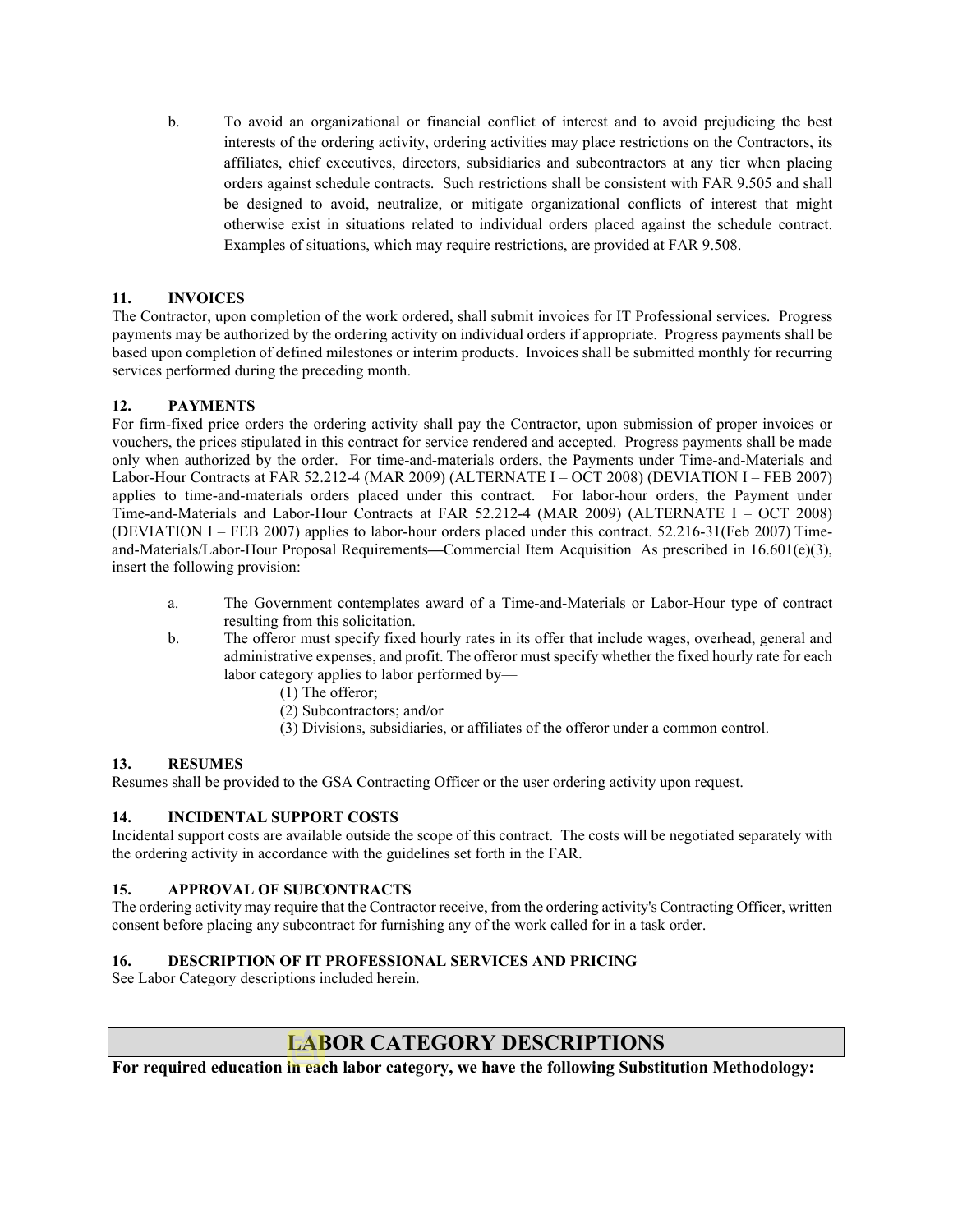b. To avoid an organizational or financial conflict of interest and to avoid prejudicing the best interests of the ordering activity, ordering activities may place restrictions on the Contractors, its affiliates, chief executives, directors, subsidiaries and subcontractors at any tier when placing orders against schedule contracts. Such restrictions shall be consistent with FAR 9.505 and shall be designed to avoid, neutralize, or mitigate organizational conflicts of interest that might otherwise exist in situations related to individual orders placed against the schedule contract. Examples of situations, which may require restrictions, are provided at FAR 9.508.

**11. INVOICES**

The Contractor, upon completion of the work ordered, shall submit invoices for IT Professional services. Progress payments may be authorized by the ordering activity on individual orders if appropriate. Progress payments shall be based upon completion of defined milestones or interim products. Invoices shall be submitted monthly for recurring services performed during the preceding month.

**12. PAYMENTS**

For firm-fixed price orders the ordering activity shall pay the Contractor, upon submission of proper invoices or vouchers, the prices stipulated in this contract for service rendered and accepted. Progress payments shall be made only when authorized by the order. For time-and-materials orders, the Payments under Time-and-Materials and Labor-Hour Contracts at FAR 52.212-4 (MAR 2009) (ALTERNATE I – OCT 2008) (DEVIATION I – FEB 2007) applies to time-and-materials orders placed under this contract. For labor-hour orders, the Payment under Time-and-Materials and Labor-Hour Contracts at FAR 52.212-4 (MAR 2009) (ALTERNATE I – OCT 2008) (DEVIATION I – FEB 2007) applies to labor-hour orders placed under this contract. 52.216-31(Feb 2007) Time-and-Materials/Labor-Hour Proposal Requirements—Commercial Item Acquisition As prescribed in 16.601(e)(3), insert the following provision:

a. The Government contemplates award of a Time-and-Materials or Labor-Hour type of contract resulting from this solicitation.

b. The offeror must specify fixed hourly rates in its offer that include wages, overhead, general and administrative expenses, and profit. The offeror must specify whether the fixed hourly rate for each labor category applies to labor performed by—

(1) The offeror;
(2) Subcontractors; and/or
(3) Divisions, subsidiaries, or affiliates of the offeror under a common control.

**13. RESUMES**

Resumes shall be provided to the GSA Contracting Officer or the user ordering activity upon request.

**14. INCIDENTAL SUPPORT COSTS**

Incidental support costs are available outside the scope of this contract. The costs will be negotiated separately with the ordering activity in accordance with the guidelines set forth in the FAR.

**15. APPROVAL OF SUBCONTRACTS**

The ordering activity may require that the Contractor receive, from the ordering activity's Contracting Officer, written consent before placing any subcontract for furnishing any of the work called for in a task order.

**16. DESCRIPTION OF IT PROFESSIONAL SERVICES AND PRICING**

See Labor Category descriptions included herein.

# LABOR CATEGORY DESCRIPTIONS

**For required education in each labor category, we have the following Substitution Methodology:**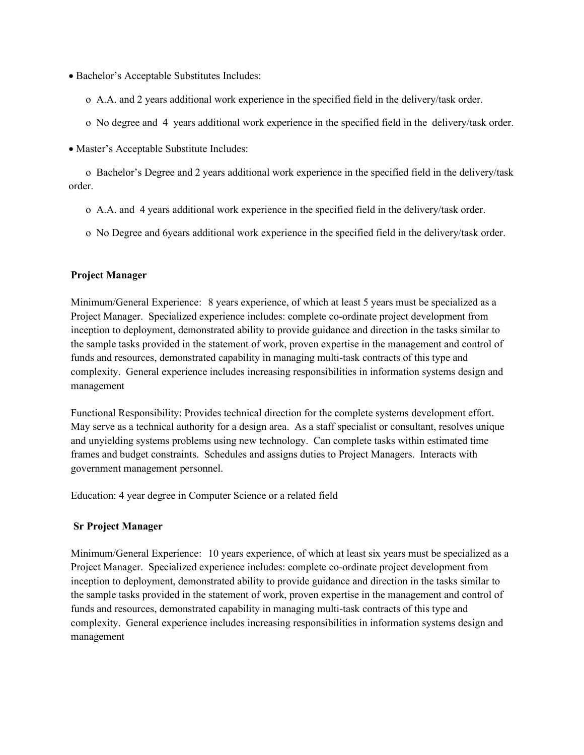- Bachelor's Acceptable Substitutes Includes:
  - A.A. and 2 years additional work experience in the specified field in the delivery/task order.
  - No degree and 4 years additional work experience in the specified field in the delivery/task order.
- Master's Acceptable Substitute Includes:
  - Bachelor's Degree and 2 years additional work experience in the specified field in the delivery/task order.
  - A.A. and 4 years additional work experience in the specified field in the delivery/task order.
  - No Degree and 6years additional work experience in the specified field in the delivery/task order.

**Project Manager**

Minimum/General Experience: 8 years experience, of which at least 5 years must be specialized as a Project Manager. Specialized experience includes: complete co-ordinate project development from inception to deployment, demonstrated ability to provide guidance and direction in the tasks similar to the sample tasks provided in the statement of work, proven expertise in the management and control of funds and resources, demonstrated capability in managing multi-task contracts of this type and complexity. General experience includes increasing responsibilities in information systems design and management

Functional Responsibility: Provides technical direction for the complete systems development effort. May serve as a technical authority for a design area. As a staff specialist or consultant, resolves unique and unyielding systems problems using new technology. Can complete tasks within estimated time frames and budget constraints. Schedules and assigns duties to Project Managers. Interacts with government management personnel.

Education: 4 year degree in Computer Science or a related field

**Sr Project Manager**

Minimum/General Experience: 10 years experience, of which at least six years must be specialized as a Project Manager. Specialized experience includes: complete co-ordinate project development from inception to deployment, demonstrated ability to provide guidance and direction in the tasks similar to the sample tasks provided in the statement of work, proven expertise in the management and control of funds and resources, demonstrated capability in managing multi-task contracts of this type and complexity. General experience includes increasing responsibilities in information systems design and management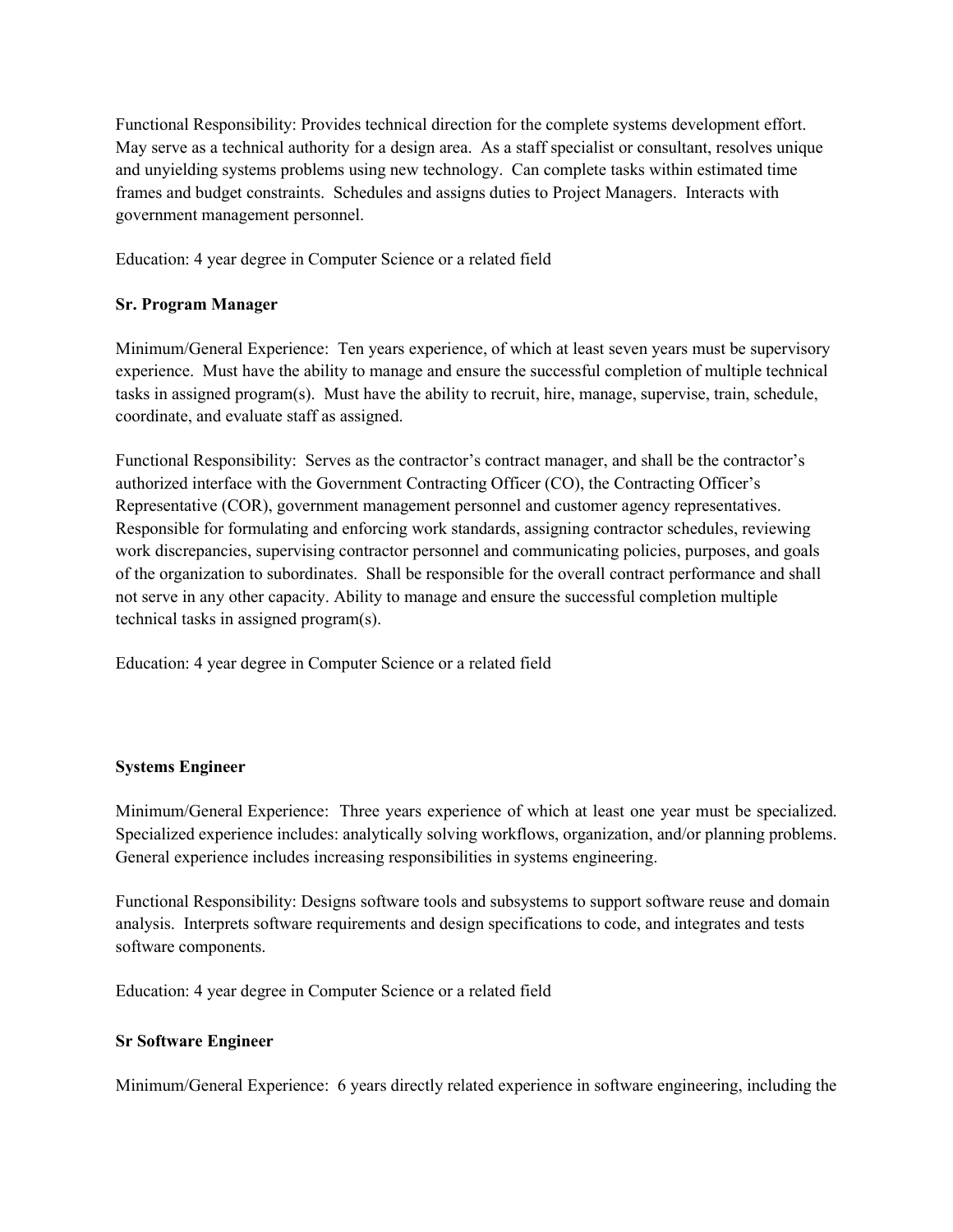Functional Responsibility: Provides technical direction for the complete systems development effort. May serve as a technical authority for a design area. As a staff specialist or consultant, resolves unique and unyielding systems problems using new technology. Can complete tasks within estimated time frames and budget constraints. Schedules and assigns duties to Project Managers. Interacts with government management personnel.

Education: 4 year degree in Computer Science or a related field

**Sr. Program Manager**

Minimum/General Experience: Ten years experience, of which at least seven years must be supervisory experience. Must have the ability to manage and ensure the successful completion of multiple technical tasks in assigned program(s). Must have the ability to recruit, hire, manage, supervise, train, schedule, coordinate, and evaluate staff as assigned.

Functional Responsibility: Serves as the contractor's contract manager, and shall be the contractor's authorized interface with the Government Contracting Officer (CO), the Contracting Officer's Representative (COR), government management personnel and customer agency representatives. Responsible for formulating and enforcing work standards, assigning contractor schedules, reviewing work discrepancies, supervising contractor personnel and communicating policies, purposes, and goals of the organization to subordinates. Shall be responsible for the overall contract performance and shall not serve in any other capacity. Ability to manage and ensure the successful completion multiple technical tasks in assigned program(s).

Education: 4 year degree in Computer Science or a related field

**Systems Engineer**

Minimum/General Experience: Three years experience of which at least one year must be specialized. Specialized experience includes: analytically solving workflows, organization, and/or planning problems. General experience includes increasing responsibilities in systems engineering.

Functional Responsibility: Designs software tools and subsystems to support software reuse and domain analysis. Interprets software requirements and design specifications to code, and integrates and tests software components.

Education: 4 year degree in Computer Science or a related field

**Sr Software Engineer**

Minimum/General Experience: 6 years directly related experience in software engineering, including the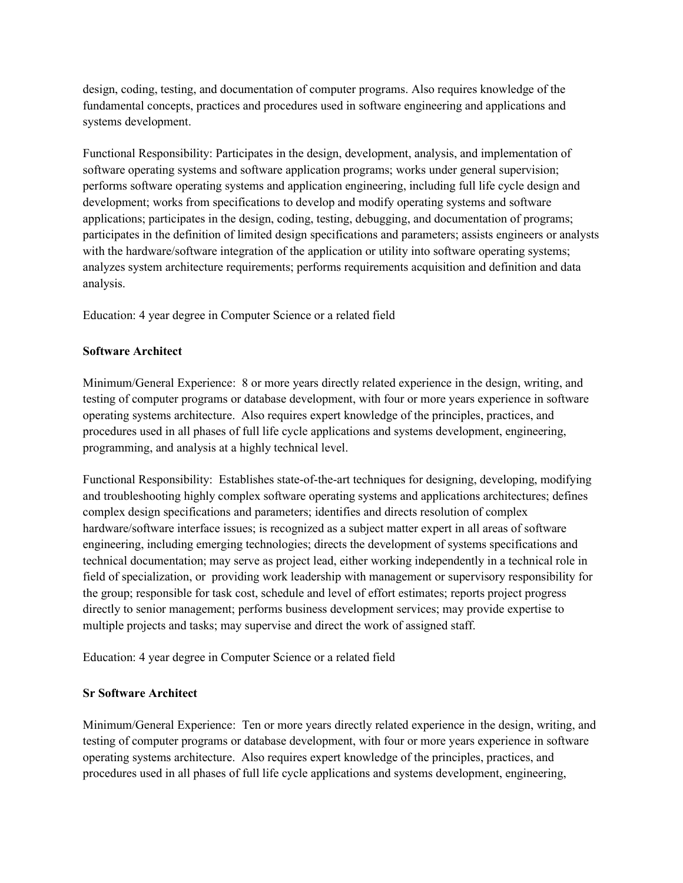design, coding, testing, and documentation of computer programs. Also requires knowledge of the fundamental concepts, practices and procedures used in software engineering and applications and systems development.

Functional Responsibility: Participates in the design, development, analysis, and implementation of software operating systems and software application programs; works under general supervision; performs software operating systems and application engineering, including full life cycle design and development; works from specifications to develop and modify operating systems and software applications; participates in the design, coding, testing, debugging, and documentation of programs; participates in the definition of limited design specifications and parameters; assists engineers or analysts with the hardware/software integration of the application or utility into software operating systems; analyzes system architecture requirements; performs requirements acquisition and definition and data analysis.

Education: 4 year degree in Computer Science or a related field

**Software Architect**

Minimum/General Experience: 8 or more years directly related experience in the design, writing, and testing of computer programs or database development, with four or more years experience in software operating systems architecture. Also requires expert knowledge of the principles, practices, and procedures used in all phases of full life cycle applications and systems development, engineering, programming, and analysis at a highly technical level.

Functional Responsibility: Establishes state-of-the-art techniques for designing, developing, modifying and troubleshooting highly complex software operating systems and applications architectures; defines complex design specifications and parameters; identifies and directs resolution of complex hardware/software interface issues; is recognized as a subject matter expert in all areas of software engineering, including emerging technologies; directs the development of systems specifications and technical documentation; may serve as project lead, either working independently in a technical role in field of specialization, or providing work leadership with management or supervisory responsibility for the group; responsible for task cost, schedule and level of effort estimates; reports project progress directly to senior management; performs business development services; may provide expertise to multiple projects and tasks; may supervise and direct the work of assigned staff.

Education: 4 year degree in Computer Science or a related field

**Sr Software Architect**

Minimum/General Experience: Ten or more years directly related experience in the design, writing, and testing of computer programs or database development, with four or more years experience in software operating systems architecture. Also requires expert knowledge of the principles, practices, and procedures used in all phases of full life cycle applications and systems development, engineering,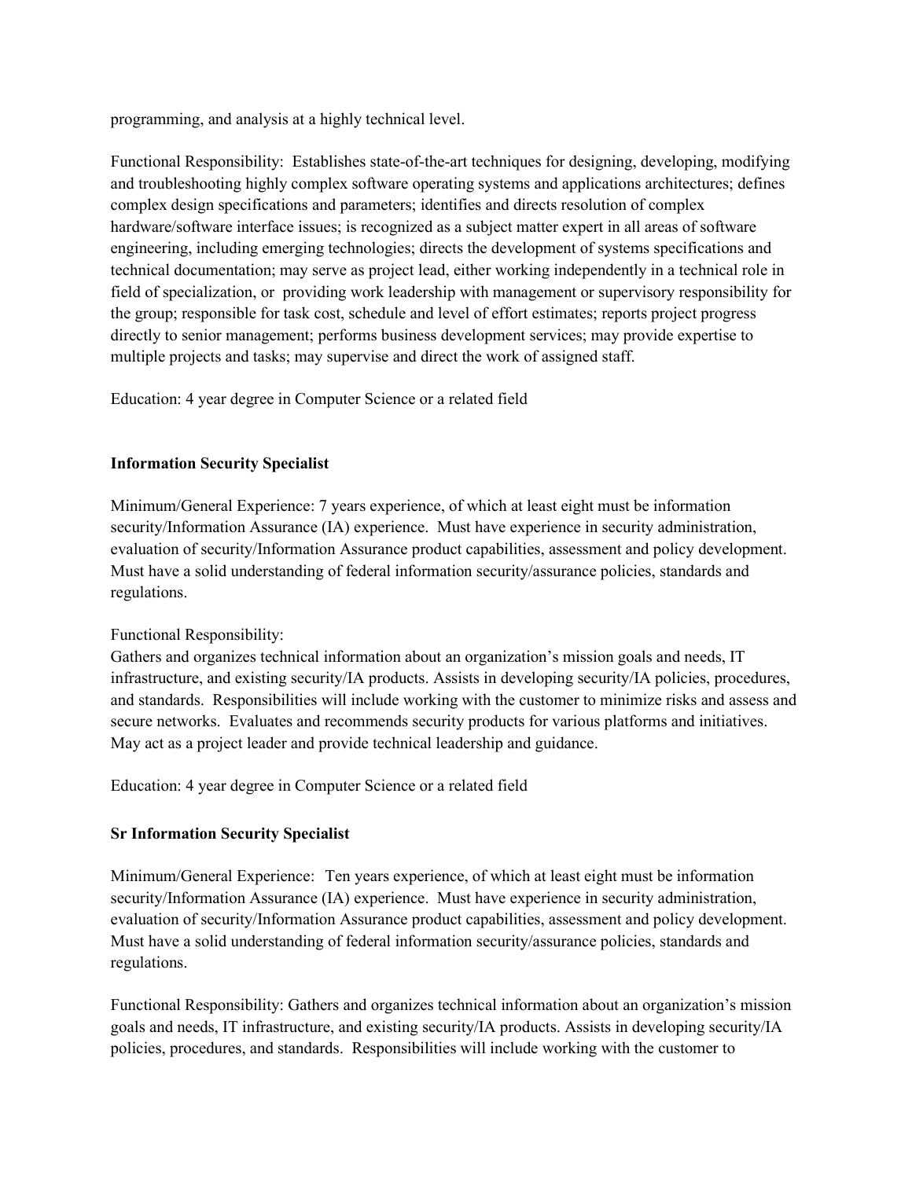programming, and analysis at a highly technical level.

Functional Responsibility: Establishes state-of-the-art techniques for designing, developing, modifying and troubleshooting highly complex software operating systems and applications architectures; defines complex design specifications and parameters; identifies and directs resolution of complex hardware/software interface issues; is recognized as a subject matter expert in all areas of software engineering, including emerging technologies; directs the development of systems specifications and technical documentation; may serve as project lead, either working independently in a technical role in field of specialization, or providing work leadership with management or supervisory responsibility for the group; responsible for task cost, schedule and level of effort estimates; reports project progress directly to senior management; performs business development services; may provide expertise to multiple projects and tasks; may supervise and direct the work of assigned staff.

Education: 4 year degree in Computer Science or a related field

**Information Security Specialist**

Minimum/General Experience: 7 years experience, of which at least eight must be information security/Information Assurance (IA) experience. Must have experience in security administration, evaluation of security/Information Assurance product capabilities, assessment and policy development. Must have a solid understanding of federal information security/assurance policies, standards and regulations.

Functional Responsibility:
Gathers and organizes technical information about an organization's mission goals and needs, IT infrastructure, and existing security/IA products. Assists in developing security/IA policies, procedures, and standards. Responsibilities will include working with the customer to minimize risks and assess and secure networks. Evaluates and recommends security products for various platforms and initiatives. May act as a project leader and provide technical leadership and guidance.

Education: 4 year degree in Computer Science or a related field

**Sr Information Security Specialist**

Minimum/General Experience: Ten years experience, of which at least eight must be information security/Information Assurance (IA) experience. Must have experience in security administration, evaluation of security/Information Assurance product capabilities, assessment and policy development. Must have a solid understanding of federal information security/assurance policies, standards and regulations.

Functional Responsibility: Gathers and organizes technical information about an organization's mission goals and needs, IT infrastructure, and existing security/IA products. Assists in developing security/IA policies, procedures, and standards. Responsibilities will include working with the customer to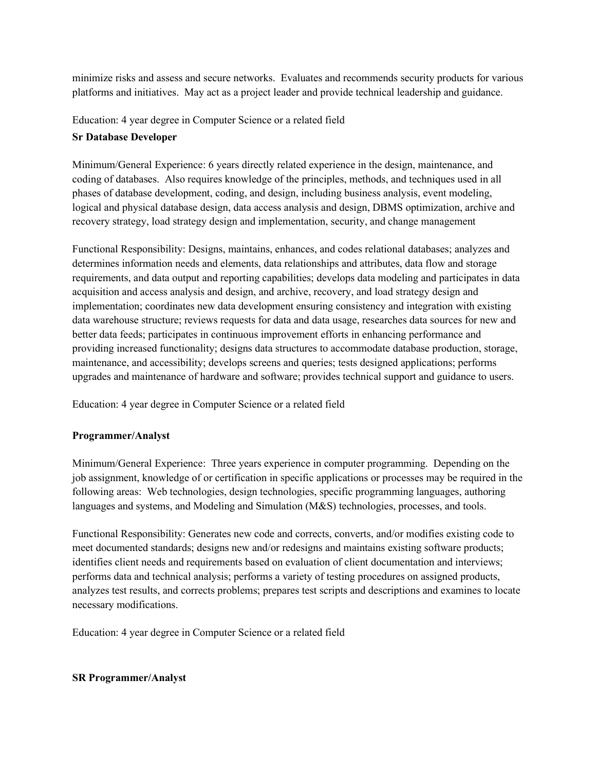minimize risks and assess and secure networks. Evaluates and recommends security products for various platforms and initiatives. May act as a project leader and provide technical leadership and guidance.

Education: 4 year degree in Computer Science or a related field

**Sr Database Developer**

Minimum/General Experience: 6 years directly related experience in the design, maintenance, and coding of databases. Also requires knowledge of the principles, methods, and techniques used in all phases of database development, coding, and design, including business analysis, event modeling, logical and physical database design, data access analysis and design, DBMS optimization, archive and recovery strategy, load strategy design and implementation, security, and change management

Functional Responsibility: Designs, maintains, enhances, and codes relational databases; analyzes and determines information needs and elements, data relationships and attributes, data flow and storage requirements, and data output and reporting capabilities; develops data modeling and participates in data acquisition and access analysis and design, and archive, recovery, and load strategy design and implementation; coordinates new data development ensuring consistency and integration with existing data warehouse structure; reviews requests for data and data usage, researches data sources for new and better data feeds; participates in continuous improvement efforts in enhancing performance and providing increased functionality; designs data structures to accommodate database production, storage, maintenance, and accessibility; develops screens and queries; tests designed applications; performs upgrades and maintenance of hardware and software; provides technical support and guidance to users.

Education: 4 year degree in Computer Science or a related field

**Programmer/Analyst**

Minimum/General Experience: Three years experience in computer programming. Depending on the job assignment, knowledge of or certification in specific applications or processes may be required in the following areas: Web technologies, design technologies, specific programming languages, authoring languages and systems, and Modeling and Simulation (M&S) technologies, processes, and tools.

Functional Responsibility: Generates new code and corrects, converts, and/or modifies existing code to meet documented standards; designs new and/or redesigns and maintains existing software products; identifies client needs and requirements based on evaluation of client documentation and interviews; performs data and technical analysis; performs a variety of testing procedures on assigned products, analyzes test results, and corrects problems; prepares test scripts and descriptions and examines to locate necessary modifications.

Education: 4 year degree in Computer Science or a related field

**SR Programmer/Analyst**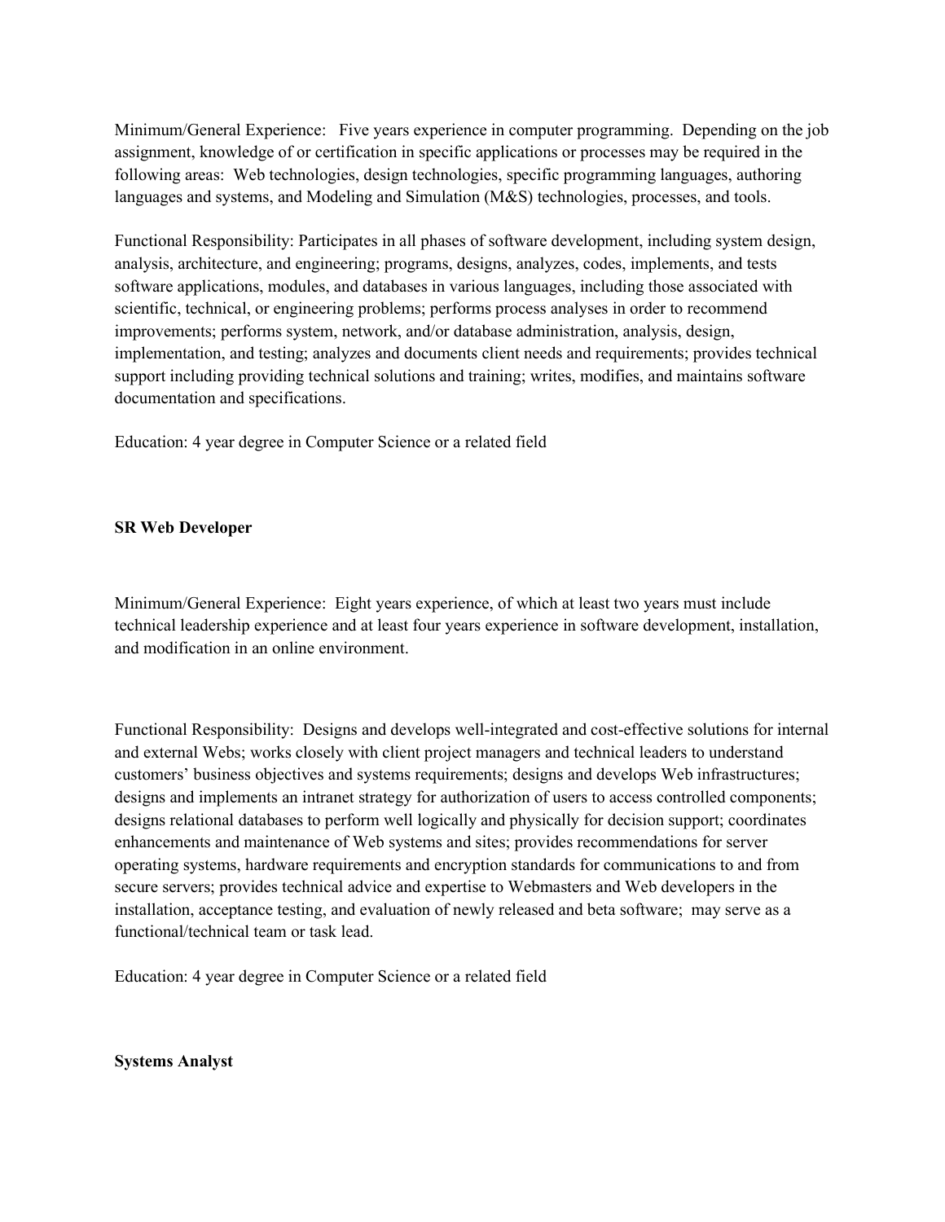Minimum/General Experience: Five years experience in computer programming. Depending on the job assignment, knowledge of or certification in specific applications or processes may be required in the following areas: Web technologies, design technologies, specific programming languages, authoring languages and systems, and Modeling and Simulation (M&S) technologies, processes, and tools.

Functional Responsibility: Participates in all phases of software development, including system design, analysis, architecture, and engineering; programs, designs, analyzes, codes, implements, and tests software applications, modules, and databases in various languages, including those associated with scientific, technical, or engineering problems; performs process analyses in order to recommend improvements; performs system, network, and/or database administration, analysis, design, implementation, and testing; analyzes and documents client needs and requirements; provides technical support including providing technical solutions and training; writes, modifies, and maintains software documentation and specifications.

Education: 4 year degree in Computer Science or a related field

**SR Web Developer**

Minimum/General Experience: Eight years experience, of which at least two years must include technical leadership experience and at least four years experience in software development, installation, and modification in an online environment.

Functional Responsibility: Designs and develops well-integrated and cost-effective solutions for internal and external Webs; works closely with client project managers and technical leaders to understand customers' business objectives and systems requirements; designs and develops Web infrastructures; designs and implements an intranet strategy for authorization of users to access controlled components; designs relational databases to perform well logically and physically for decision support; coordinates enhancements and maintenance of Web systems and sites; provides recommendations for server operating systems, hardware requirements and encryption standards for communications to and from secure servers; provides technical advice and expertise to Webmasters and Web developers in the installation, acceptance testing, and evaluation of newly released and beta software; may serve as a functional/technical team or task lead.

Education: 4 year degree in Computer Science or a related field

**Systems Analyst**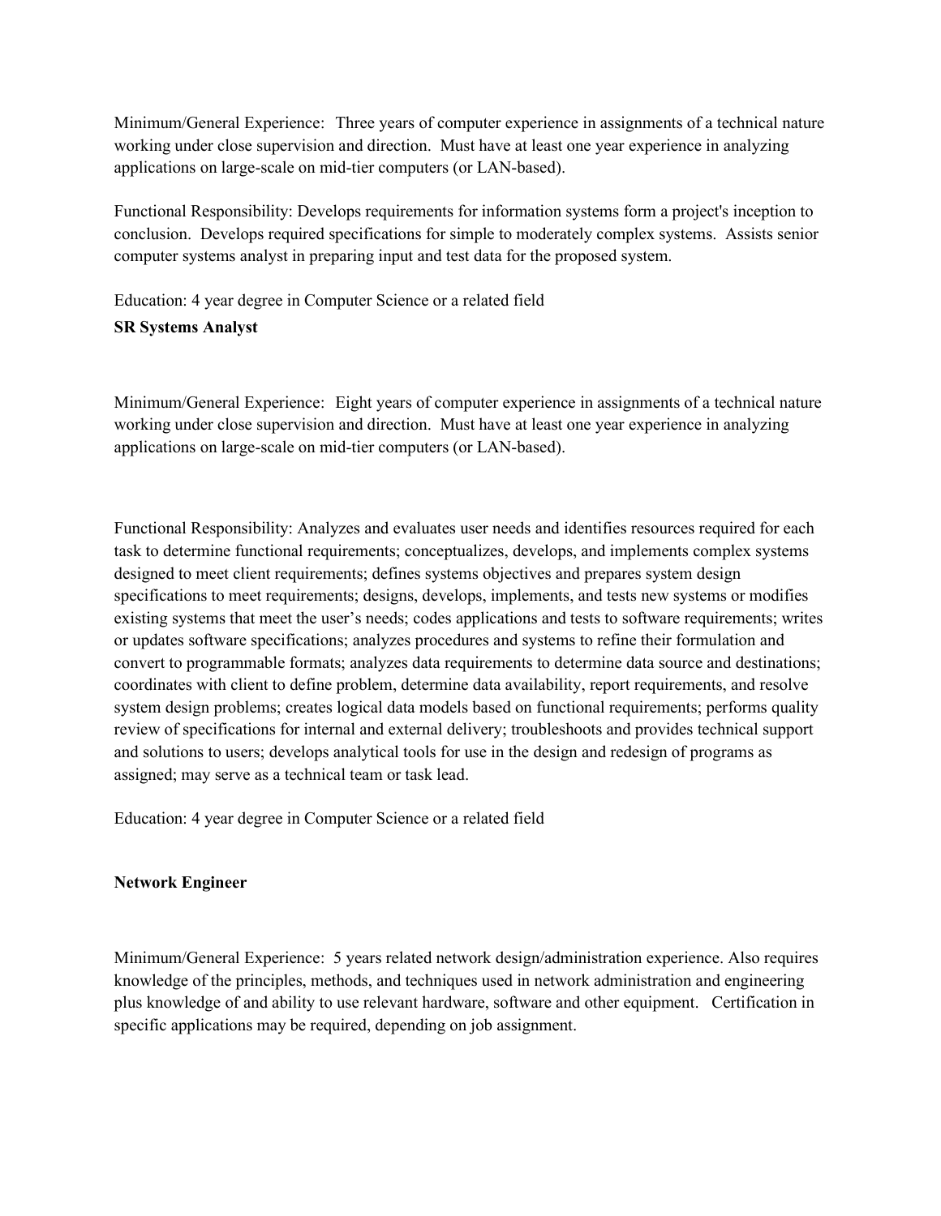Minimum/General Experience: Three years of computer experience in assignments of a technical nature working under close supervision and direction. Must have at least one year experience in analyzing applications on large-scale on mid-tier computers (or LAN-based).

Functional Responsibility: Develops requirements for information systems form a project's inception to conclusion. Develops required specifications for simple to moderately complex systems. Assists senior computer systems analyst in preparing input and test data for the proposed system.

Education: 4 year degree in Computer Science or a related field

**SR Systems Analyst**

Minimum/General Experience: Eight years of computer experience in assignments of a technical nature working under close supervision and direction. Must have at least one year experience in analyzing applications on large-scale on mid-tier computers (or LAN-based).

Functional Responsibility: Analyzes and evaluates user needs and identifies resources required for each task to determine functional requirements; conceptualizes, develops, and implements complex systems designed to meet client requirements; defines systems objectives and prepares system design specifications to meet requirements; designs, develops, implements, and tests new systems or modifies existing systems that meet the user's needs; codes applications and tests to software requirements; writes or updates software specifications; analyzes procedures and systems to refine their formulation and convert to programmable formats; analyzes data requirements to determine data source and destinations; coordinates with client to define problem, determine data availability, report requirements, and resolve system design problems; creates logical data models based on functional requirements; performs quality review of specifications for internal and external delivery; troubleshoots and provides technical support and solutions to users; develops analytical tools for use in the design and redesign of programs as assigned; may serve as a technical team or task lead.

Education: 4 year degree in Computer Science or a related field

**Network Engineer**

Minimum/General Experience: 5 years related network design/administration experience. Also requires knowledge of the principles, methods, and techniques used in network administration and engineering plus knowledge of and ability to use relevant hardware, software and other equipment. Certification in specific applications may be required, depending on job assignment.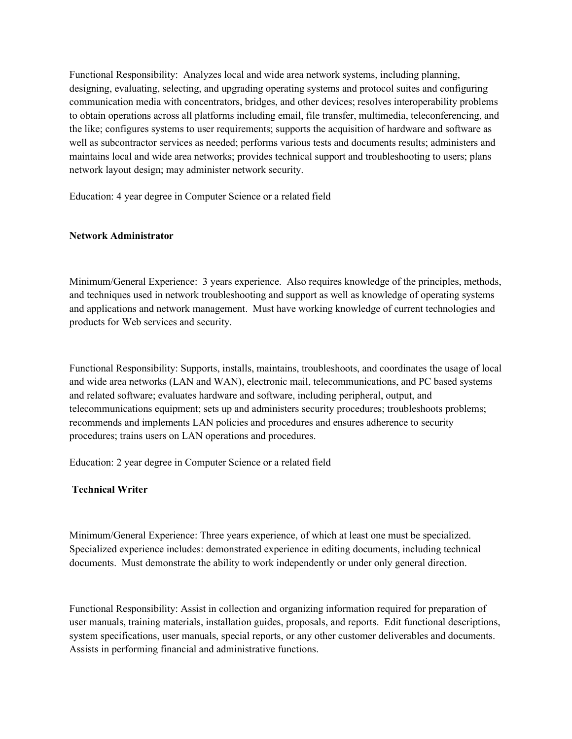Functional Responsibility:  Analyzes local and wide area network systems, including planning, designing, evaluating, selecting, and upgrading operating systems and protocol suites and configuring communication media with concentrators, bridges, and other devices; resolves interoperability problems to obtain operations across all platforms including email, file transfer, multimedia, teleconferencing, and the like; configures systems to user requirements; supports the acquisition of hardware and software as well as subcontractor services as needed; performs various tests and documents results; administers and maintains local and wide area networks; provides technical support and troubleshooting to users; plans network layout design; may administer network security.

Education: 4 year degree in Computer Science or a related field

**Network Administrator**

Minimum/General Experience:  3 years experience.  Also requires knowledge of the principles, methods, and techniques used in network troubleshooting and support as well as knowledge of operating systems and applications and network management.  Must have working knowledge of current technologies and products for Web services and security.

Functional Responsibility: Supports, installs, maintains, troubleshoots, and coordinates the usage of local and wide area networks (LAN and WAN), electronic mail, telecommunications, and PC based systems and related software; evaluates hardware and software, including peripheral, output, and telecommunications equipment; sets up and administers security procedures; troubleshoots problems; recommends and implements LAN policies and procedures and ensures adherence to security procedures; trains users on LAN operations and procedures.

Education: 2 year degree in Computer Science or a related field

**Technical Writer**

Minimum/General Experience: Three years experience, of which at least one must be specialized.  Specialized experience includes: demonstrated experience in editing documents, including technical documents.  Must demonstrate the ability to work independently or under only general direction.

Functional Responsibility: Assist in collection and organizing information required for preparation of user manuals, training materials, installation guides, proposals, and reports.  Edit functional descriptions, system specifications, user manuals, special reports, or any other customer deliverables and documents.  Assists in performing financial and administrative functions.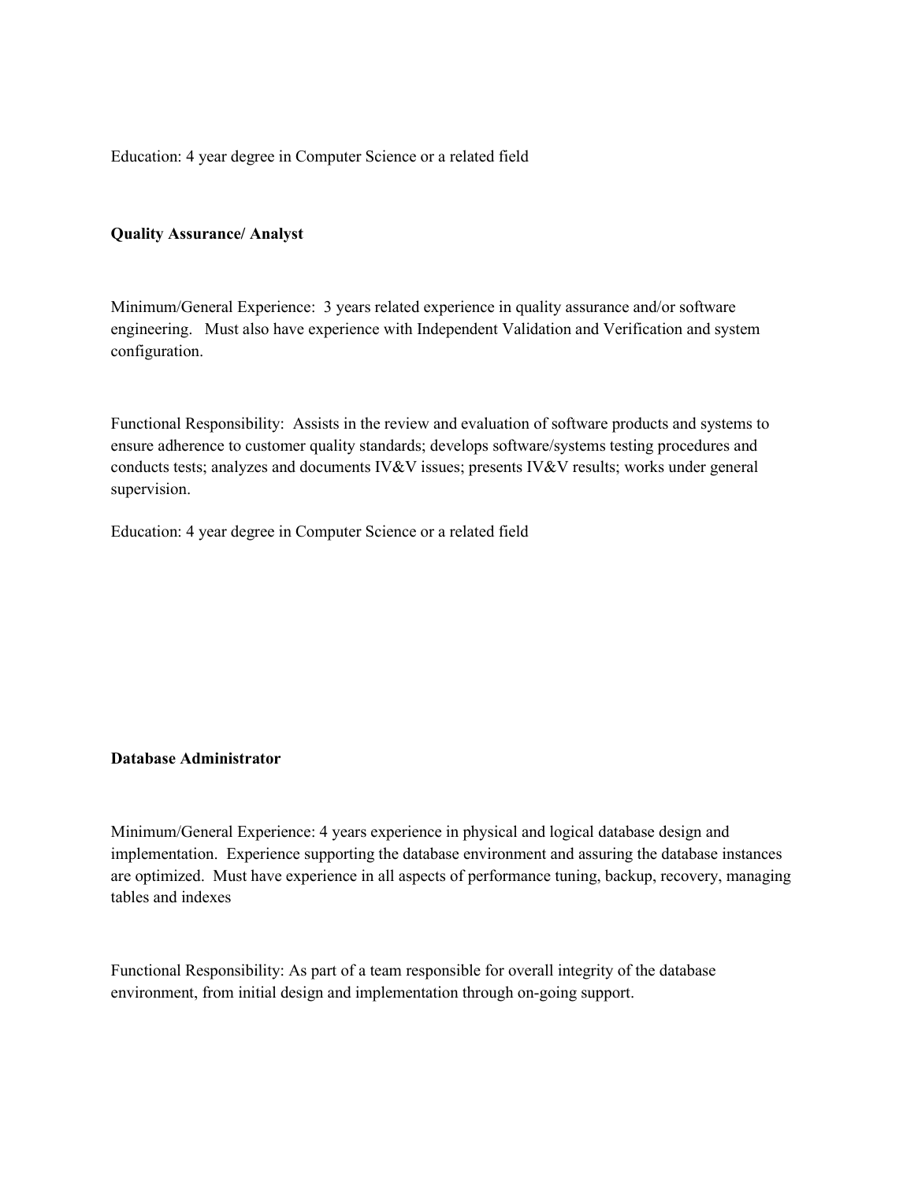Education: 4 year degree in Computer Science or a related field

**Quality Assurance/ Analyst**

Minimum/General Experience: 3 years related experience in quality assurance and/or software engineering. Must also have experience with Independent Validation and Verification and system configuration.

Functional Responsibility: Assists in the review and evaluation of software products and systems to ensure adherence to customer quality standards; develops software/systems testing procedures and conducts tests; analyzes and documents IV&V issues; presents IV&V results; works under general supervision.

Education: 4 year degree in Computer Science or a related field

**Database Administrator**

Minimum/General Experience: 4 years experience in physical and logical database design and implementation. Experience supporting the database environment and assuring the database instances are optimized. Must have experience in all aspects of performance tuning, backup, recovery, managing tables and indexes

Functional Responsibility: As part of a team responsible for overall integrity of the database environment, from initial design and implementation through on-going support.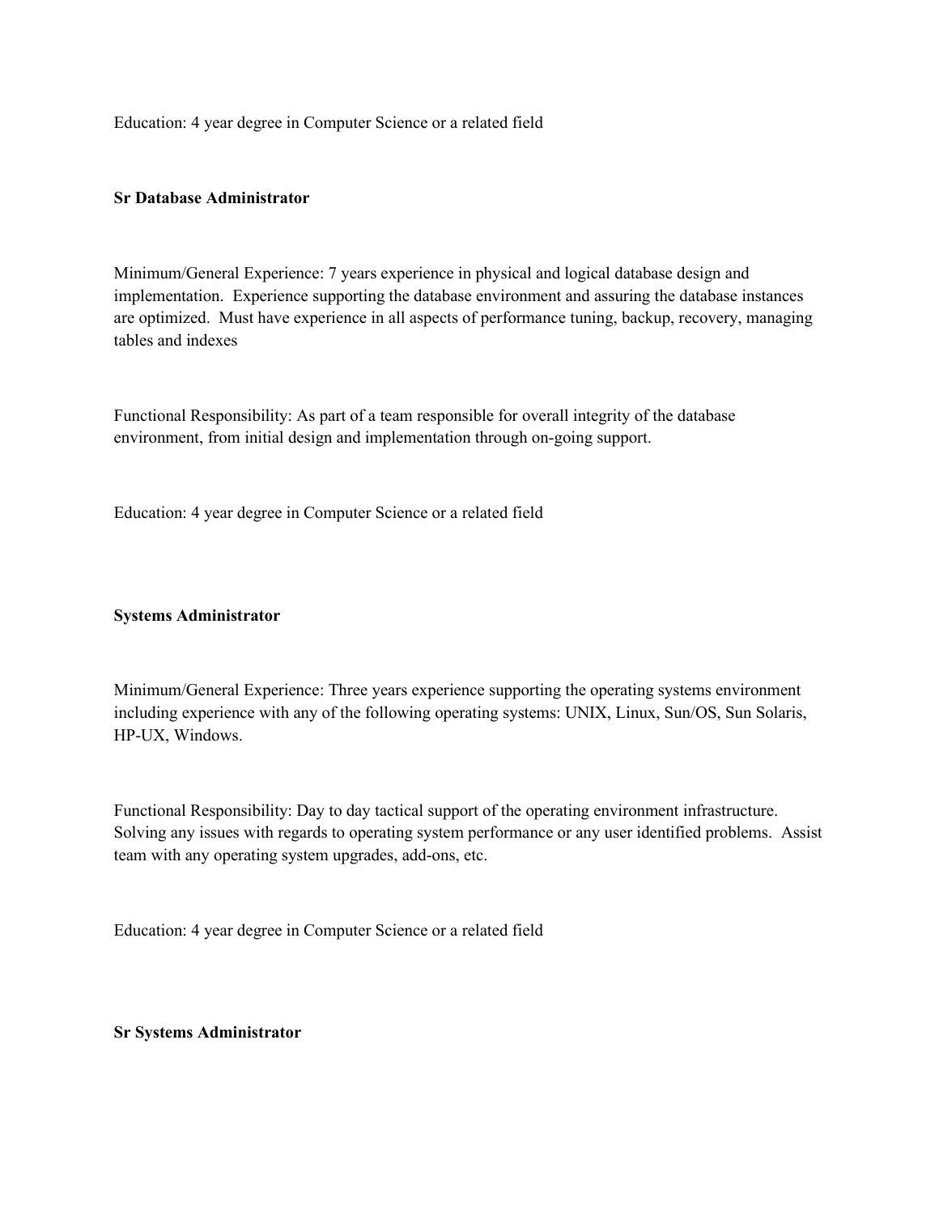Education: 4 year degree in Computer Science or a related field

**Sr Database Administrator**

Minimum/General Experience: 7 years experience in physical and logical database design and implementation. Experience supporting the database environment and assuring the database instances are optimized. Must have experience in all aspects of performance tuning, backup, recovery, managing tables and indexes

Functional Responsibility: As part of a team responsible for overall integrity of the database environment, from initial design and implementation through on-going support.

Education: 4 year degree in Computer Science or a related field

**Systems Administrator**

Minimum/General Experience: Three years experience supporting the operating systems environment including experience with any of the following operating systems: UNIX, Linux, Sun/OS, Sun Solaris, HP-UX, Windows.

Functional Responsibility: Day to day tactical support of the operating environment infrastructure. Solving any issues with regards to operating system performance or any user identified problems. Assist team with any operating system upgrades, add-ons, etc.

Education: 4 year degree in Computer Science or a related field

**Sr Systems Administrator**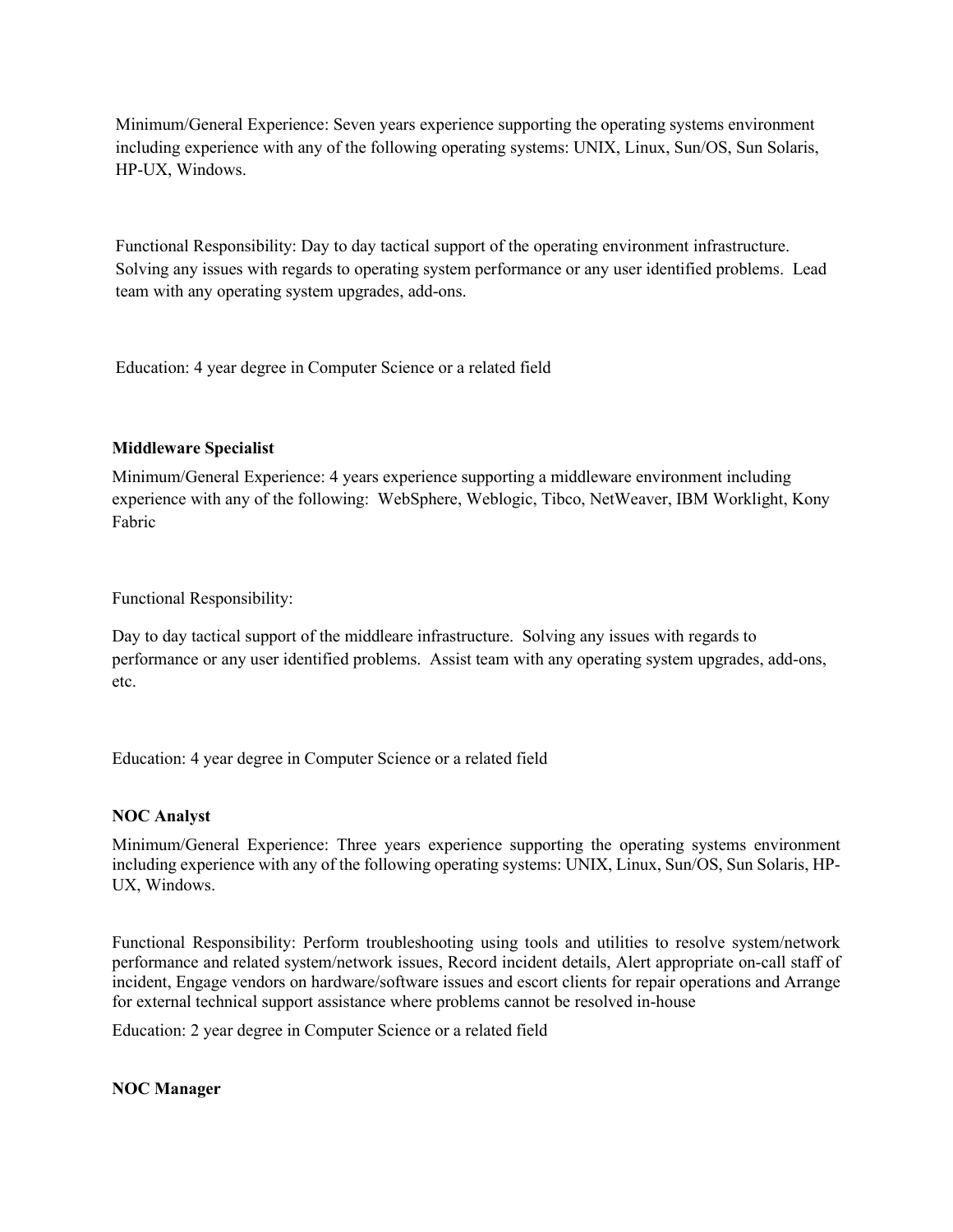Minimum/General Experience: Seven years experience supporting the operating systems environment including experience with any of the following operating systems: UNIX, Linux, Sun/OS, Sun Solaris, HP-UX, Windows.

Functional Responsibility: Day to day tactical support of the operating environment infrastructure. Solving any issues with regards to operating system performance or any user identified problems. Lead team with any operating system upgrades, add-ons.

Education: 4 year degree in Computer Science or a related field

**Middleware Specialist**

Minimum/General Experience: 4 years experience supporting a middleware environment including experience with any of the following: WebSphere, Weblogic, Tibco, NetWeaver, IBM Worklight, Kony Fabric

Functional Responsibility:

Day to day tactical support of the middleare infrastructure. Solving any issues with regards to performance or any user identified problems. Assist team with any operating system upgrades, add-ons, etc.

Education: 4 year degree in Computer Science or a related field

**NOC Analyst**

Minimum/General Experience: Three years experience supporting the operating systems environment including experience with any of the following operating systems: UNIX, Linux, Sun/OS, Sun Solaris, HP-UX, Windows.

Functional Responsibility: Perform troubleshooting using tools and utilities to resolve system/network performance and related system/network issues, Record incident details, Alert appropriate on-call staff of incident, Engage vendors on hardware/software issues and escort clients for repair operations and Arrange for external technical support assistance where problems cannot be resolved in-house

Education: 2 year degree in Computer Science or a related field

**NOC Manager**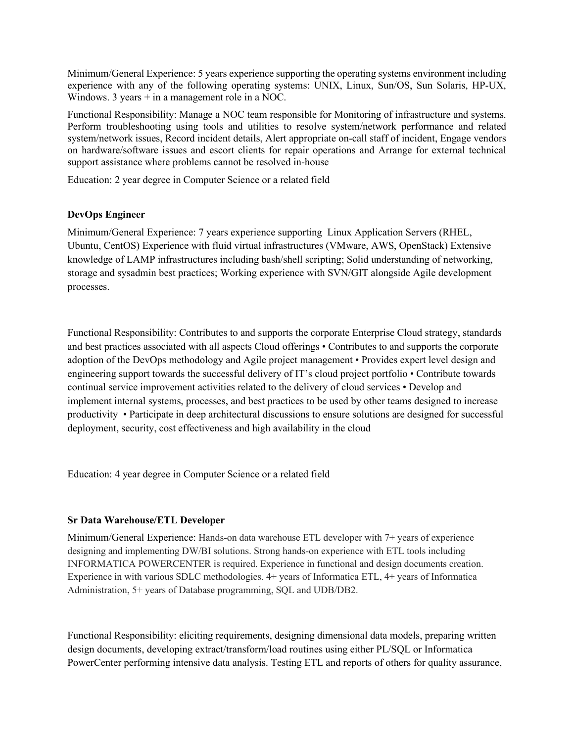Minimum/General Experience: 5 years experience supporting the operating systems environment including experience with any of the following operating systems: UNIX, Linux, Sun/OS, Sun Solaris, HP-UX, Windows. 3 years + in a management role in a NOC.

Functional Responsibility: Manage a NOC team responsible for Monitoring of infrastructure and systems. Perform troubleshooting using tools and utilities to resolve system/network performance and related system/network issues, Record incident details, Alert appropriate on-call staff of incident, Engage vendors on hardware/software issues and escort clients for repair operations and Arrange for external technical support assistance where problems cannot be resolved in-house

Education: 2 year degree in Computer Science or a related field

**DevOps Engineer**

Minimum/General Experience: 7 years experience supporting Linux Application Servers (RHEL, Ubuntu, CentOS) Experience with fluid virtual infrastructures (VMware, AWS, OpenStack) Extensive knowledge of LAMP infrastructures including bash/shell scripting; Solid understanding of networking, storage and sysadmin best practices; Working experience with SVN/GIT alongside Agile development processes.

Functional Responsibility: Contributes to and supports the corporate Enterprise Cloud strategy, standards and best practices associated with all aspects Cloud offerings • Contributes to and supports the corporate adoption of the DevOps methodology and Agile project management • Provides expert level design and engineering support towards the successful delivery of IT's cloud project portfolio • Contribute towards continual service improvement activities related to the delivery of cloud services • Develop and implement internal systems, processes, and best practices to be used by other teams designed to increase productivity • Participate in deep architectural discussions to ensure solutions are designed for successful deployment, security, cost effectiveness and high availability in the cloud

Education: 4 year degree in Computer Science or a related field

**Sr Data Warehouse/ETL Developer**

Minimum/General Experience: Hands-on data warehouse ETL developer with 7+ years of experience designing and implementing DW/BI solutions. Strong hands-on experience with ETL tools including INFORMATICA POWERCENTER is required. Experience in functional and design documents creation. Experience in with various SDLC methodologies. 4+ years of Informatica ETL, 4+ years of Informatica Administration, 5+ years of Database programming, SQL and UDB/DB2.

Functional Responsibility: eliciting requirements, designing dimensional data models, preparing written design documents, developing extract/transform/load routines using either PL/SQL or Informatica PowerCenter performing intensive data analysis. Testing ETL and reports of others for quality assurance,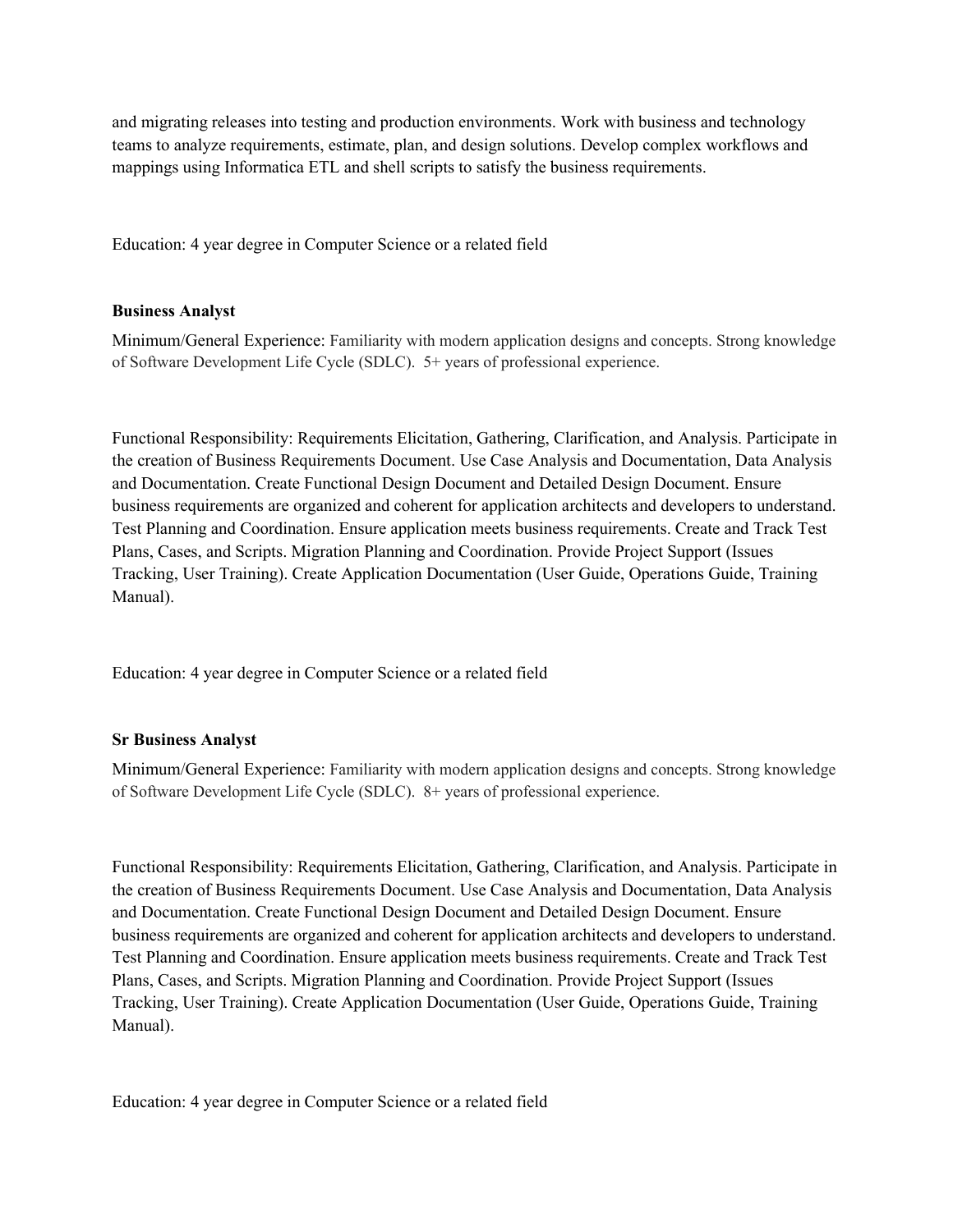and migrating releases into testing and production environments. Work with business and technology teams to analyze requirements, estimate, plan, and design solutions. Develop complex workflows and mappings using Informatica ETL and shell scripts to satisfy the business requirements.

Education: 4 year degree in Computer Science or a related field

**Business Analyst**

Minimum/General Experience: Familiarity with modern application designs and concepts. Strong knowledge of Software Development Life Cycle (SDLC). 5+ years of professional experience.

Functional Responsibility: Requirements Elicitation, Gathering, Clarification, and Analysis. Participate in the creation of Business Requirements Document. Use Case Analysis and Documentation, Data Analysis and Documentation. Create Functional Design Document and Detailed Design Document. Ensure business requirements are organized and coherent for application architects and developers to understand. Test Planning and Coordination. Ensure application meets business requirements. Create and Track Test Plans, Cases, and Scripts. Migration Planning and Coordination. Provide Project Support (Issues Tracking, User Training). Create Application Documentation (User Guide, Operations Guide, Training Manual).

Education: 4 year degree in Computer Science or a related field

**Sr Business Analyst**

Minimum/General Experience: Familiarity with modern application designs and concepts. Strong knowledge of Software Development Life Cycle (SDLC). 8+ years of professional experience.

Functional Responsibility: Requirements Elicitation, Gathering, Clarification, and Analysis. Participate in the creation of Business Requirements Document. Use Case Analysis and Documentation, Data Analysis and Documentation. Create Functional Design Document and Detailed Design Document. Ensure business requirements are organized and coherent for application architects and developers to understand. Test Planning and Coordination. Ensure application meets business requirements. Create and Track Test Plans, Cases, and Scripts. Migration Planning and Coordination. Provide Project Support (Issues Tracking, User Training). Create Application Documentation (User Guide, Operations Guide, Training Manual).

Education: 4 year degree in Computer Science or a related field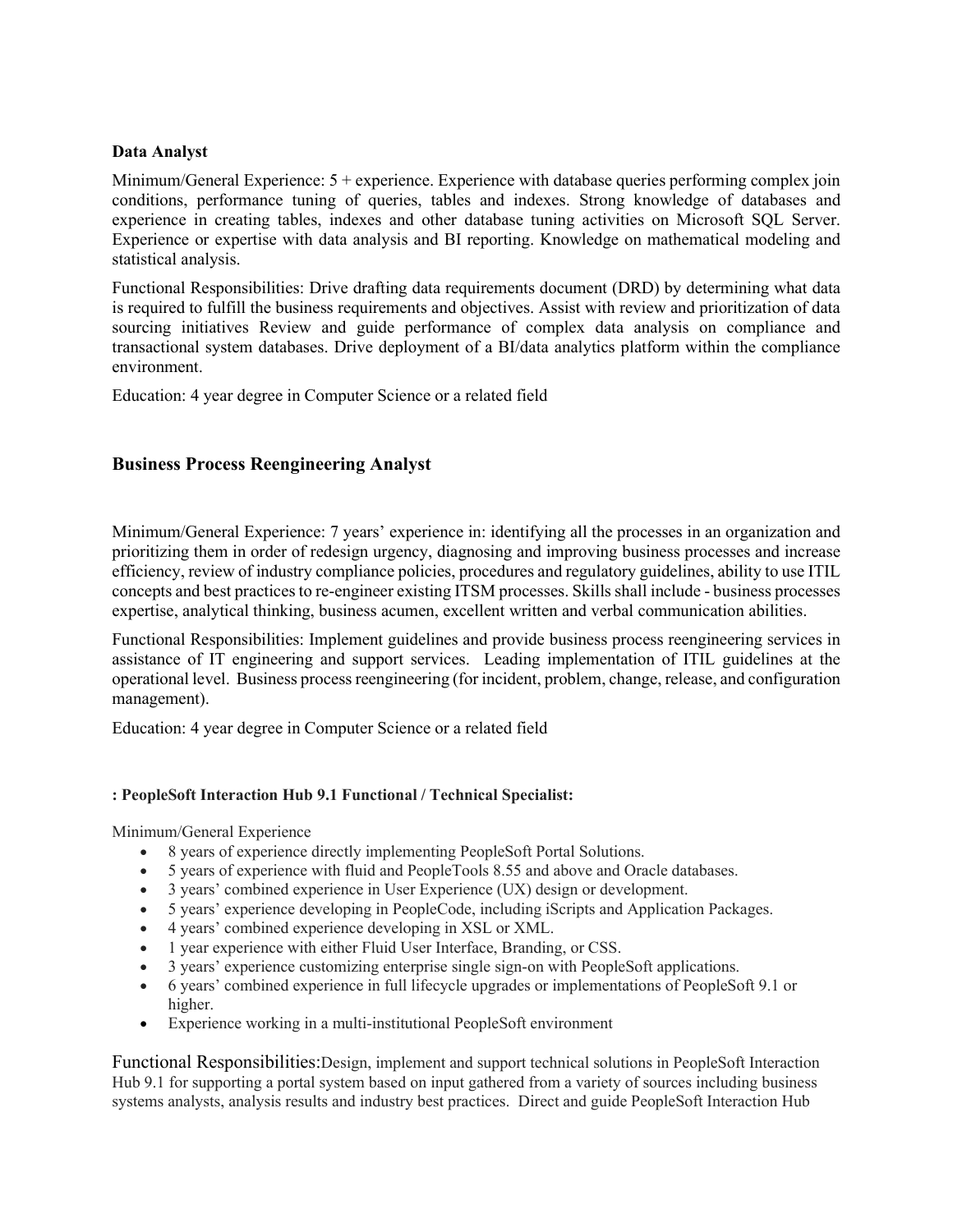**Data Analyst**

Minimum/General Experience: 5 + experience. Experience with database queries performing complex join conditions, performance tuning of queries, tables and indexes. Strong knowledge of databases and experience in creating tables, indexes and other database tuning activities on Microsoft SQL Server. Experience or expertise with data analysis and BI reporting. Knowledge on mathematical modeling and statistical analysis.

Functional Responsibilities: Drive drafting data requirements document (DRD) by determining what data is required to fulfill the business requirements and objectives. Assist with review and prioritization of data sourcing initiatives Review and guide performance of complex data analysis on compliance and transactional system databases. Drive deployment of a BI/data analytics platform within the compliance environment.

Education: 4 year degree in Computer Science or a related field

## Business Process Reengineering Analyst

Minimum/General Experience: 7 years' experience in: identifying all the processes in an organization and prioritizing them in order of redesign urgency, diagnosing and improving business processes and increase efficiency, review of industry compliance policies, procedures and regulatory guidelines, ability to use ITIL concepts and best practices to re-engineer existing ITSM processes. Skills shall include - business processes expertise, analytical thinking, business acumen, excellent written and verbal communication abilities.

Functional Responsibilities: Implement guidelines and provide business process reengineering services in assistance of IT engineering and support services. Leading implementation of ITIL guidelines at the operational level. Business process reengineering (for incident, problem, change, release, and configuration management).

Education: 4 year degree in Computer Science or a related field

**: PeopleSoft Interaction Hub 9.1 Functional / Technical Specialist:**

Minimum/General Experience

- 8 years of experience directly implementing PeopleSoft Portal Solutions.
- 5 years of experience with fluid and PeopleTools 8.55 and above and Oracle databases.
- 3 years' combined experience in User Experience (UX) design or development.
- 5 years' experience developing in PeopleCode, including iScripts and Application Packages.
- 4 years' combined experience developing in XSL or XML.
- 1 year experience with either Fluid User Interface, Branding, or CSS.
- 3 years' experience customizing enterprise single sign-on with PeopleSoft applications.
- 6 years' combined experience in full lifecycle upgrades or implementations of PeopleSoft 9.1 or higher.
- Experience working in a multi-institutional PeopleSoft environment

Functional Responsibilities:Design, implement and support technical solutions in PeopleSoft Interaction Hub 9.1 for supporting a portal system based on input gathered from a variety of sources including business systems analysts, analysis results and industry best practices. Direct and guide PeopleSoft Interaction Hub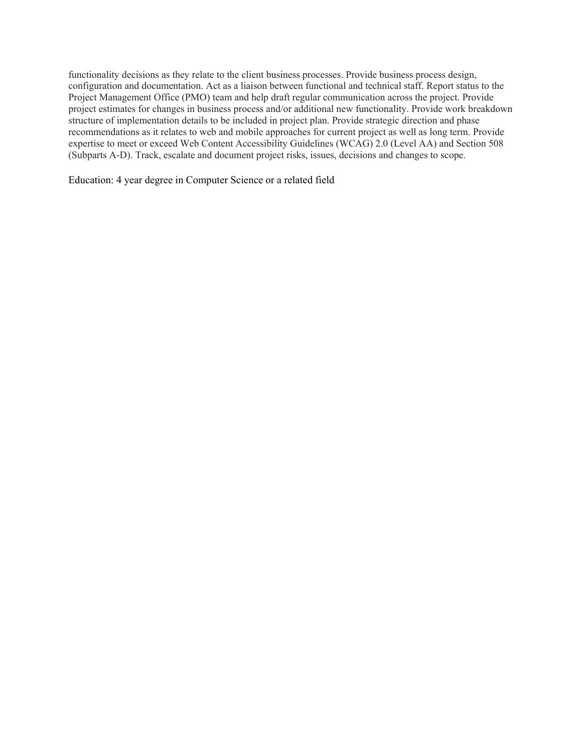functionality decisions as they relate to the client business processes. Provide business process design, configuration and documentation. Act as a liaison between functional and technical staff. Report status to the Project Management Office (PMO) team and help draft regular communication across the project. Provide project estimates for changes in business process and/or additional new functionality. Provide work breakdown structure of implementation details to be included in project plan. Provide strategic direction and phase recommendations as it relates to web and mobile approaches for current project as well as long term. Provide expertise to meet or exceed Web Content Accessibility Guidelines (WCAG) 2.0 (Level AA) and Section 508 (Subparts A-D). Track, escalate and document project risks, issues, decisions and changes to scope.

Education: 4 year degree in Computer Science or a related field